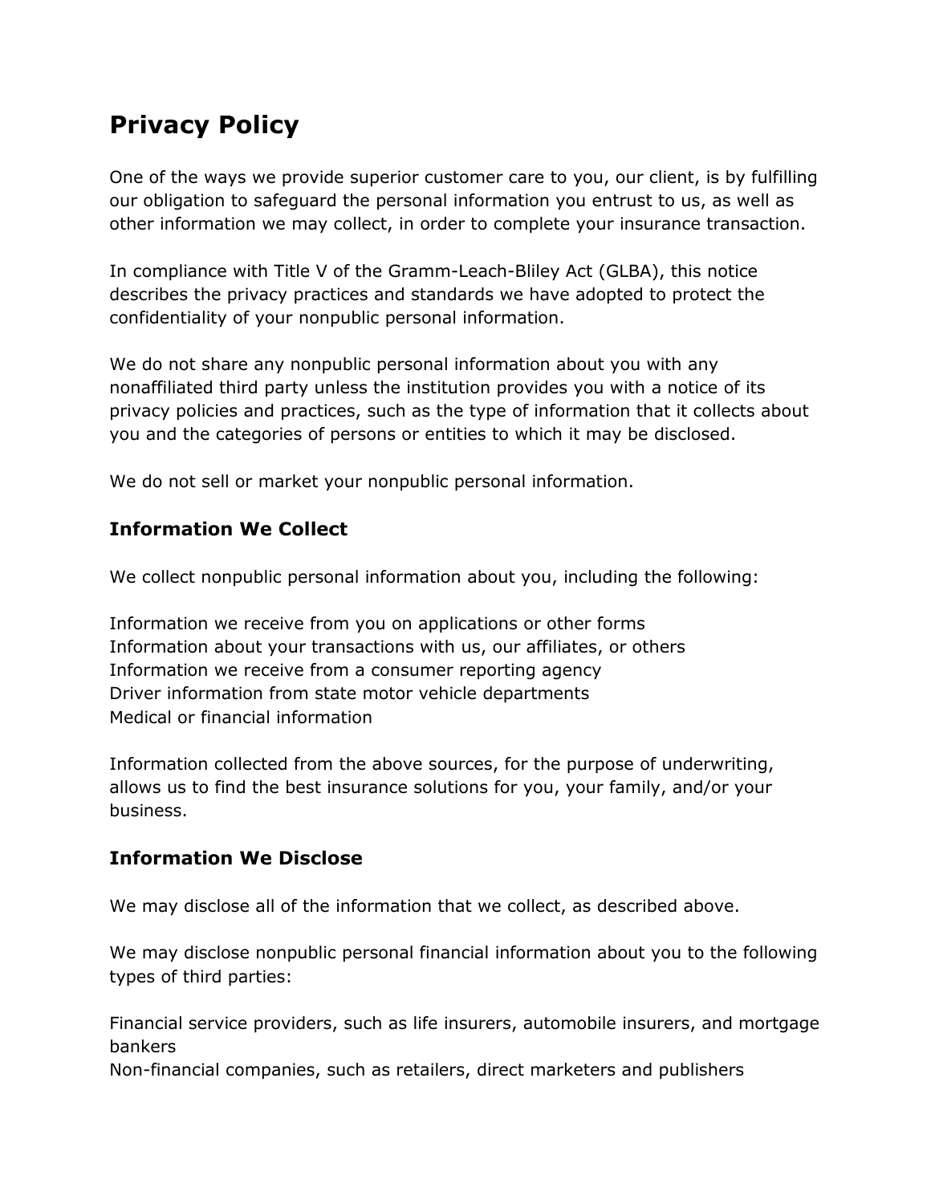# Privacy Policy

One of the ways we provide superior customer care to you, our client, is by fulfilling our obligation to safeguard the personal information you entrust to us, as well as other information we may collect, in order to complete your insurance transaction.

In compliance with Title V of the Gramm-Leach-Bliley Act (GLBA), this notice describes the privacy practices and standards we have adopted to protect the confidentiality of your nonpublic personal information.

We do not share any nonpublic personal information about you with any nonaffiliated third party unless the institution provides you with a notice of its privacy policies and practices, such as the type of information that it collects about you and the categories of persons or entities to which it may be disclosed.

We do not sell or market your nonpublic personal information.

## Information We Collect

We collect nonpublic personal information about you, including the following:

Information we receive from you on applications or other forms
Information about your transactions with us, our affiliates, or others
Information we receive from a consumer reporting agency
Driver information from state motor vehicle departments
Medical or financial information

Information collected from the above sources, for the purpose of underwriting, allows us to find the best insurance solutions for you, your family, and/or your business.

## Information We Disclose

We may disclose all of the information that we collect, as described above.

We may disclose nonpublic personal financial information about you to the following types of third parties:

Financial service providers, such as life insurers, automobile insurers, and mortgage bankers
Non-financial companies, such as retailers, direct marketers and publishers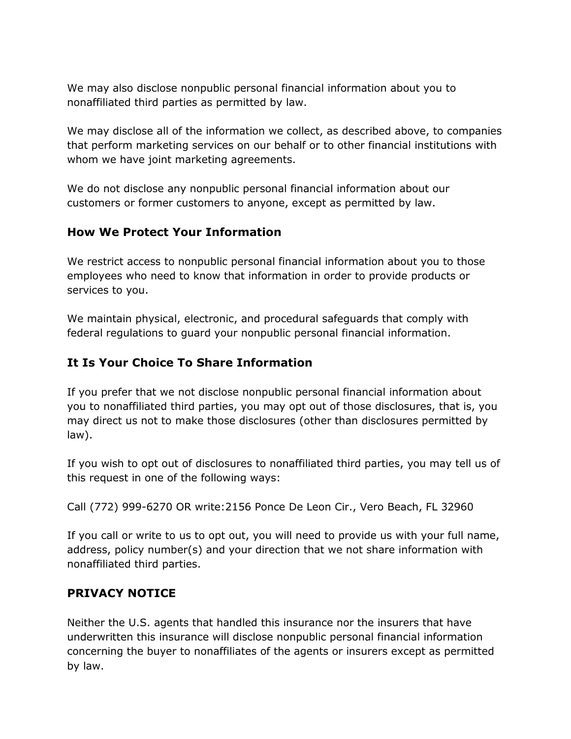We may also disclose nonpublic personal financial information about you to nonaffiliated third parties as permitted by law.

We may disclose all of the information we collect, as described above, to companies that perform marketing services on our behalf or to other financial institutions with whom we have joint marketing agreements.

We do not disclose any nonpublic personal financial information about our customers or former customers to anyone, except as permitted by law.

### How We Protect Your Information

We restrict access to nonpublic personal financial information about you to those employees who need to know that information in order to provide products or services to you.

We maintain physical, electronic, and procedural safeguards that comply with federal regulations to guard your nonpublic personal financial information.

### It Is Your Choice To Share Information

If you prefer that we not disclose nonpublic personal financial information about you to nonaffiliated third parties, you may opt out of those disclosures, that is, you may direct us not to make those disclosures (other than disclosures permitted by law).

If you wish to opt out of disclosures to nonaffiliated third parties, you may tell us of this request in one of the following ways:

Call (772) 999-6270 OR write:2156 Ponce De Leon Cir., Vero Beach, FL 32960

If you call or write to us to opt out, you will need to provide us with your full name, address, policy number(s) and your direction that we not share information with nonaffiliated third parties.

### PRIVACY NOTICE

Neither the U.S. agents that handled this insurance nor the insurers that have underwritten this insurance will disclose nonpublic personal financial information concerning the buyer to nonaffiliates of the agents or insurers except as permitted by law.